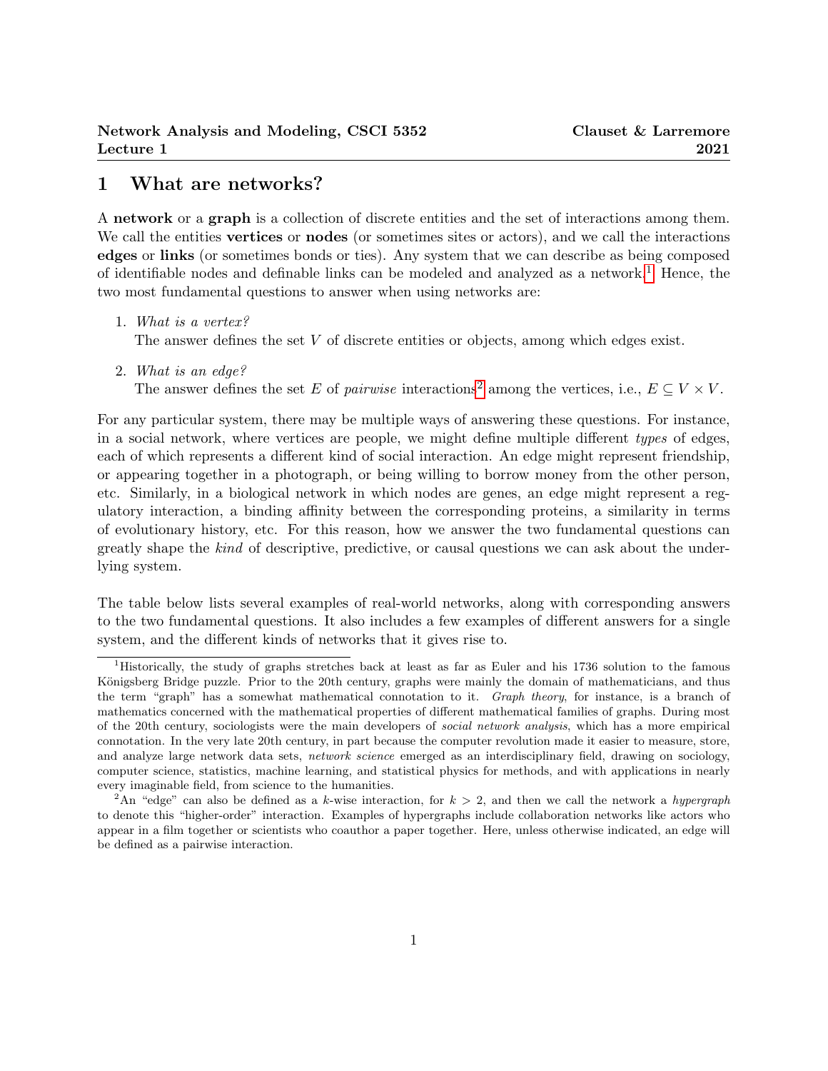# 1 What are networks?

A **network** or a **graph** is a collection of discrete entities and the set of interactions among them. We call the entities **vertices** or **nodes** (or sometimes sites or actors), and we call the interactions **edges** or **links** (or sometimes bonds or ties). Any system that we can describe as being composed of identifiable nodes and definable links can be modeled and analyzed as a network.[1] Hence, the two most fundamental questions to answer when using networks are:

1. *What is a vertex?*
   The answer defines the set $V$ of discrete entities or objects, among which edges exist.

2. *What is an edge?*
   The answer defines the set $E$ of *pairwise* interactions[2] among the vertices, i.e., $E \subseteq V \times V$.

For any particular system, there may be multiple ways of answering these questions. For instance, in a social network, where vertices are people, we might define multiple different *types* of edges, each of which represents a different kind of social interaction. An edge might represent friendship, or appearing together in a photograph, or being willing to borrow money from the other person, etc. Similarly, in a biological network in which nodes are genes, an edge might represent a regulatory interaction, a binding affinity between the corresponding proteins, a similarity in terms of evolutionary history, etc. For this reason, how we answer the two fundamental questions can greatly shape the *kind* of descriptive, predictive, or causal questions we can ask about the underlying system.

The table below lists several examples of real-world networks, along with corresponding answers to the two fundamental questions. It also includes a few examples of different answers for a single system, and the different kinds of networks that it gives rise to.

[1] Historically, the study of graphs stretches back at least as far as Euler and his 1736 solution to the famous Königsberg Bridge puzzle. Prior to the 20th century, graphs were mainly the domain of mathematicians, and thus the term "graph" has a somewhat mathematical connotation to it. *Graph theory*, for instance, is a branch of mathematics concerned with the mathematical properties of different mathematical families of graphs. During most of the 20th century, sociologists were the main developers of *social network analysis*, which has a more empirical connotation. In the very late 20th century, in part because the computer revolution made it easier to measure, store, and analyze large network data sets, *network science* emerged as an interdisciplinary field, drawing on sociology, computer science, statistics, machine learning, and statistical physics for methods, and with applications in nearly every imaginable field, from science to the humanities.

[2] An "edge" can also be defined as a $k$-wise interaction, for $k > 2$, and then we call the network a *hypergraph* to denote this "higher-order" interaction. Examples of hypergraphs include collaboration networks like actors who appear in a film together or scientists who coauthor a paper together. Here, unless otherwise indicated, an edge will be defined as a pairwise interaction.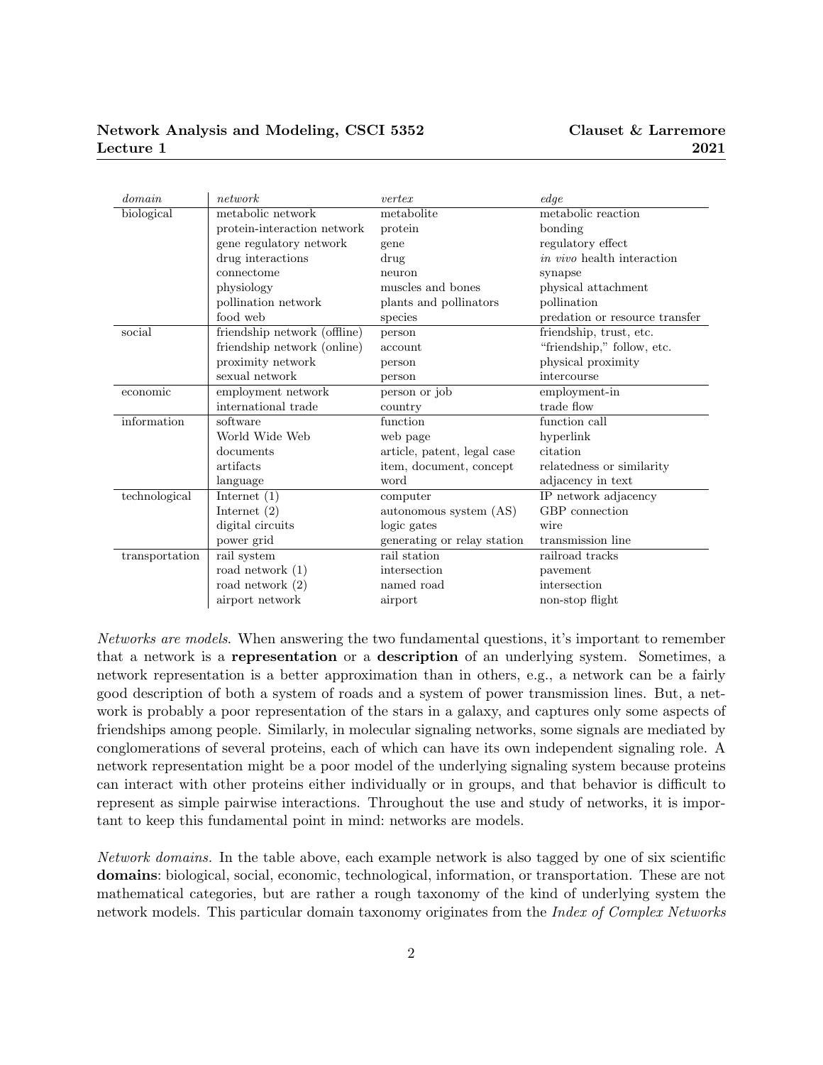| *domain* | *network* | *vertex* | *edge* |
|---|---|---|---|
| biological | metabolic network | metabolite | metabolic reaction |
| | protein-interaction network | protein | bonding |
| | gene regulatory network | gene | regulatory effect |
| | drug interactions | drug | *in vivo* health interaction |
| | connectome | neuron | synapse |
| | physiology | muscles and bones | physical attachment |
| | pollination network | plants and pollinators | pollination |
| | food web | species | predation or resource transfer |
| social | friendship network (offline) | person | friendship, trust, etc. |
| | friendship network (online) | account | "friendship," follow, etc. |
| | proximity network | person | physical proximity |
| | sexual network | person | intercourse |
| economic | employment network | person or job | employment-in |
| | international trade | country | trade flow |
| information | software | function | function call |
| | World Wide Web | web page | hyperlink |
| | documents | article, patent, legal case | citation |
| | artifacts | item, document, concept | relatedness or similarity |
| | language | word | adjacency in text |
| technological | Internet (1) | computer | IP network adjacency |
| | Internet (2) | autonomous system (AS) | GBP connection |
| | digital circuits | logic gates | wire |
| | power grid | generating or relay station | transmission line |
| transportation | rail system | rail station | railroad tracks |
| | road network (1) | intersection | pavement |
| | road network (2) | named road | intersection |
| | airport network | airport | non-stop flight |

*Networks are models.* When answering the two fundamental questions, it's important to remember that a network is a **representation** or a **description** of an underlying system. Sometimes, a network representation is a better approximation than in others, e.g., a network can be a fairly good description of both a system of roads and a system of power transmission lines. But, a network is probably a poor representation of the stars in a galaxy, and captures only some aspects of friendships among people. Similarly, in molecular signaling networks, some signals are mediated by conglomerations of several proteins, each of which can have its own independent signaling role. A network representation might be a poor model of the underlying signaling system because proteins can interact with other proteins either individually or in groups, and that behavior is difficult to represent as simple pairwise interactions. Throughout the use and study of networks, it is important to keep this fundamental point in mind: networks are models.

*Network domains.* In the table above, each example network is also tagged by one of six scientific **domains**: biological, social, economic, technological, information, or transportation. These are not mathematical categories, but are rather a rough taxonomy of the kind of underlying system the network models. This particular domain taxonomy originates from the *Index of Complex Networks*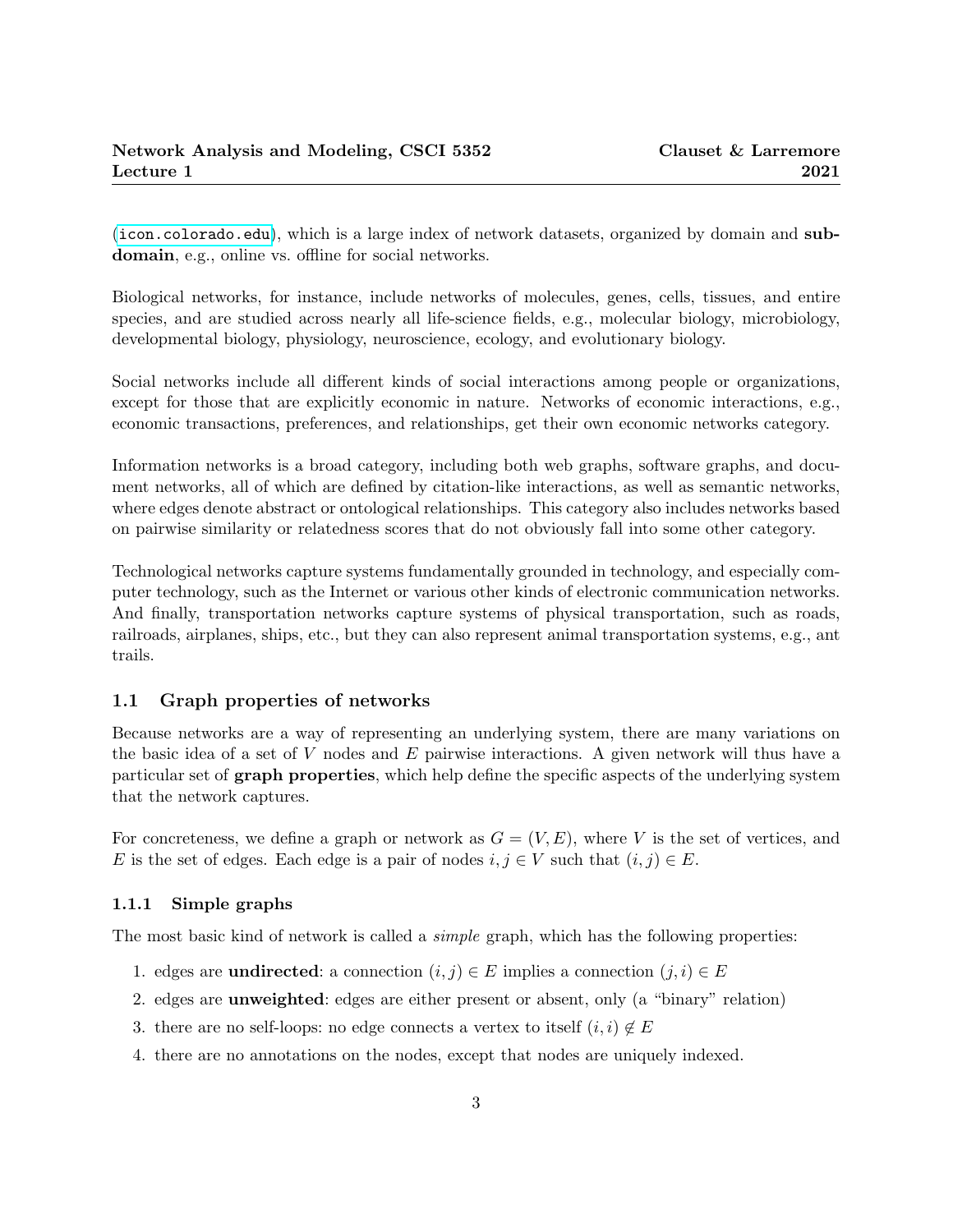(icon.colorado.edu), which is a large index of network datasets, organized by domain and **subdomain**, e.g., online vs. offline for social networks.

Biological networks, for instance, include networks of molecules, genes, cells, tissues, and entire species, and are studied across nearly all life-science fields, e.g., molecular biology, microbiology, developmental biology, physiology, neuroscience, ecology, and evolutionary biology.

Social networks include all different kinds of social interactions among people or organizations, except for those that are explicitly economic in nature. Networks of economic interactions, e.g., economic transactions, preferences, and relationships, get their own economic networks category.

Information networks is a broad category, including both web graphs, software graphs, and document networks, all of which are defined by citation-like interactions, as well as semantic networks, where edges denote abstract or ontological relationships. This category also includes networks based on pairwise similarity or relatedness scores that do not obviously fall into some other category.

Technological networks capture systems fundamentally grounded in technology, and especially computer technology, such as the Internet or various other kinds of electronic communication networks. And finally, transportation networks capture systems of physical transportation, such as roads, railroads, airplanes, ships, etc., but they can also represent animal transportation systems, e.g., ant trails.

## 1.1 Graph properties of networks

Because networks are a way of representing an underlying system, there are many variations on the basic idea of a set of $V$ nodes and $E$ pairwise interactions. A given network will thus have a particular set of **graph properties**, which help define the specific aspects of the underlying system that the network captures.

For concreteness, we define a graph or network as $G = (V, E)$, where $V$ is the set of vertices, and $E$ is the set of edges. Each edge is a pair of nodes $i, j \in V$ such that $(i, j) \in E$.

### 1.1.1 Simple graphs

The most basic kind of network is called a *simple* graph, which has the following properties:

1. edges are **undirected**: a connection $(i, j) \in E$ implies a connection $(j, i) \in E$
2. edges are **unweighted**: edges are either present or absent, only (a "binary" relation)
3. there are no self-loops: no edge connects a vertex to itself $(i, i) \notin E$
4. there are no annotations on the nodes, except that nodes are uniquely indexed.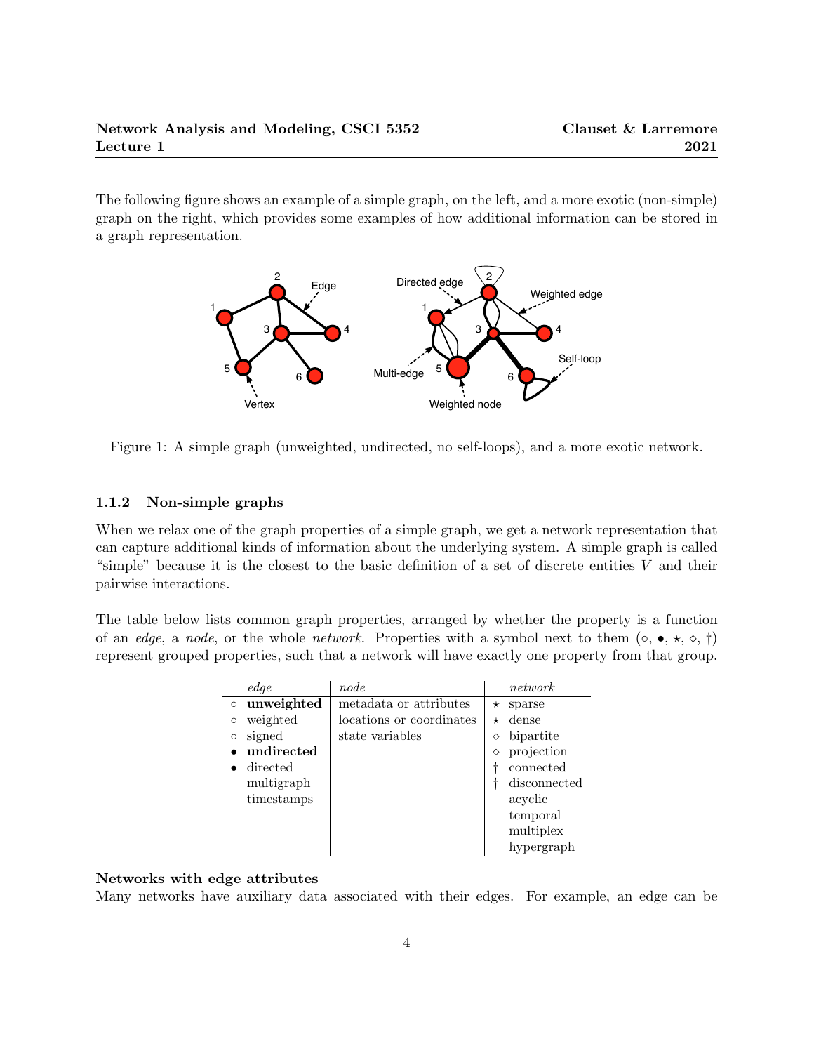The following figure shows an example of a simple graph, on the left, and a more exotic (non-simple) graph on the right, which provides some examples of how additional information can be stored in a graph representation.

Figure 1: A simple graph (unweighted, undirected, no self-loops), and a more exotic network.

### 1.1.2 Non-simple graphs

When we relax one of the graph properties of a simple graph, we get a network representation that can capture additional kinds of information about the underlying system. A simple graph is called "simple" because it is the closest to the basic definition of a set of discrete entities $V$ and their pairwise interactions.

The table below lists common graph properties, arranged by whether the property is a function of an *edge*, a *node*, or the whole *network*. Properties with a symbol next to them (∘, •, ⋆, ⋄, †) represent grouped properties, such that a network will have exactly one property from that group.

| | *edge* | *node* | | *network* |
|---|---|---|---|---|
| ∘ | **unweighted** | metadata or attributes | ⋆ | sparse |
| ∘ | weighted | locations or coordinates | ⋆ | dense |
| ∘ | signed | state variables | ⋄ | bipartite |
| • | **undirected** | | ⋄ | projection |
| • | directed | | † | connected |
| | multigraph | | † | disconnected |
| | timestamps | | | acyclic |
| | | | | temporal |
| | | | | multiplex |
| | | | | hypergraph |

**Networks with edge attributes**
Many networks have auxiliary data associated with their edges. For example, an edge can be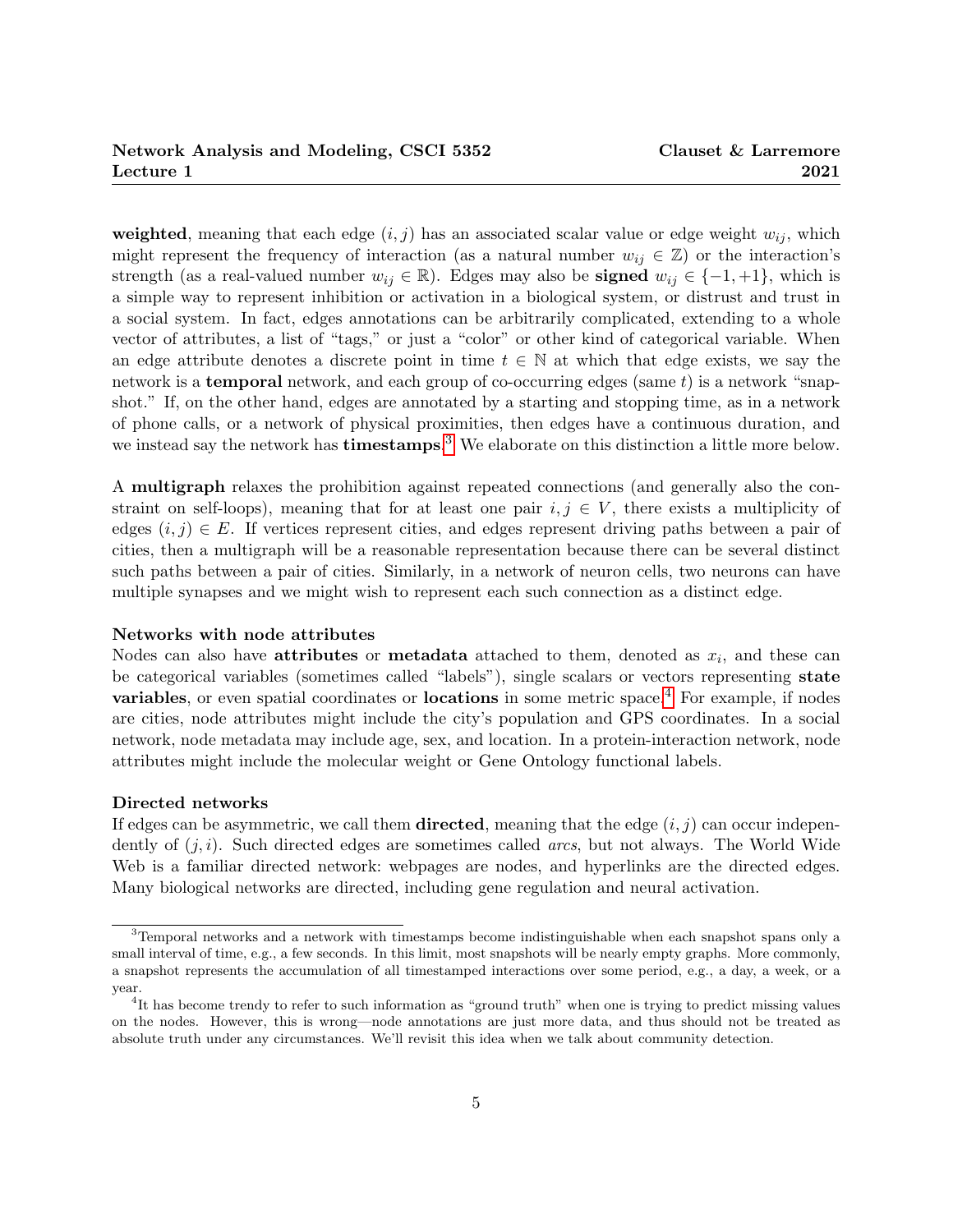**weighted**, meaning that each edge $(i, j)$ has an associated scalar value or edge weight $w_{ij}$, which might represent the frequency of interaction (as a natural number $w_{ij} \in \mathbb{Z}$) or the interaction's strength (as a real-valued number $w_{ij} \in \mathbb{R}$). Edges may also be **signed** $w_{ij} \in \{-1, +1\}$, which is a simple way to represent inhibition or activation in a biological system, or distrust and trust in a social system. In fact, edges annotations can be arbitrarily complicated, extending to a whole vector of attributes, a list of "tags," or just a "color" or other kind of categorical variable. When an edge attribute denotes a discrete point in time $t \in \mathbb{N}$ at which that edge exists, we say the network is a **temporal** network, and each group of co-occurring edges (same $t$) is a network "snapshot." If, on the other hand, edges are annotated by a starting and stopping time, as in a network of phone calls, or a network of physical proximities, then edges have a continuous duration, and we instead say the network has **timestamps**.[3] We elaborate on this distinction a little more below.

A **multigraph** relaxes the prohibition against repeated connections (and generally also the constraint on self-loops), meaning that for at least one pair $i, j \in V$, there exists a multiplicity of edges $(i, j) \in E$. If vertices represent cities, and edges represent driving paths between a pair of cities, then a multigraph will be a reasonable representation because there can be several distinct such paths between a pair of cities. Similarly, in a network of neuron cells, two neurons can have multiple synapses and we might wish to represent each such connection as a distinct edge.

**Networks with node attributes**

Nodes can also have **attributes** or **metadata** attached to them, denoted as $x_i$, and these can be categorical variables (sometimes called "labels"), single scalars or vectors representing **state variables**, or even spatial coordinates or **locations** in some metric space.[4] For example, if nodes are cities, node attributes might include the city's population and GPS coordinates. In a social network, node metadata may include age, sex, and location. In a protein-interaction network, node attributes might include the molecular weight or Gene Ontology functional labels.

**Directed networks**

If edges can be asymmetric, we call them **directed**, meaning that the edge $(i, j)$ can occur independently of $(j, i)$. Such directed edges are sometimes called *arcs*, but not always. The World Wide Web is a familiar directed network: webpages are nodes, and hyperlinks are the directed edges. Many biological networks are directed, including gene regulation and neural activation.

---

[3] Temporal networks and a network with timestamps become indistinguishable when each snapshot spans only a small interval of time, e.g., a few seconds. In this limit, most snapshots will be nearly empty graphs. More commonly, a snapshot represents the accumulation of all timestamped interactions over some period, e.g., a day, a week, or a year.

[4] It has become trendy to refer to such information as "ground truth" when one is trying to predict missing values on the nodes. However, this is wrong—node annotations are just more data, and thus should not be treated as absolute truth under any circumstances. We'll revisit this idea when we talk about community detection.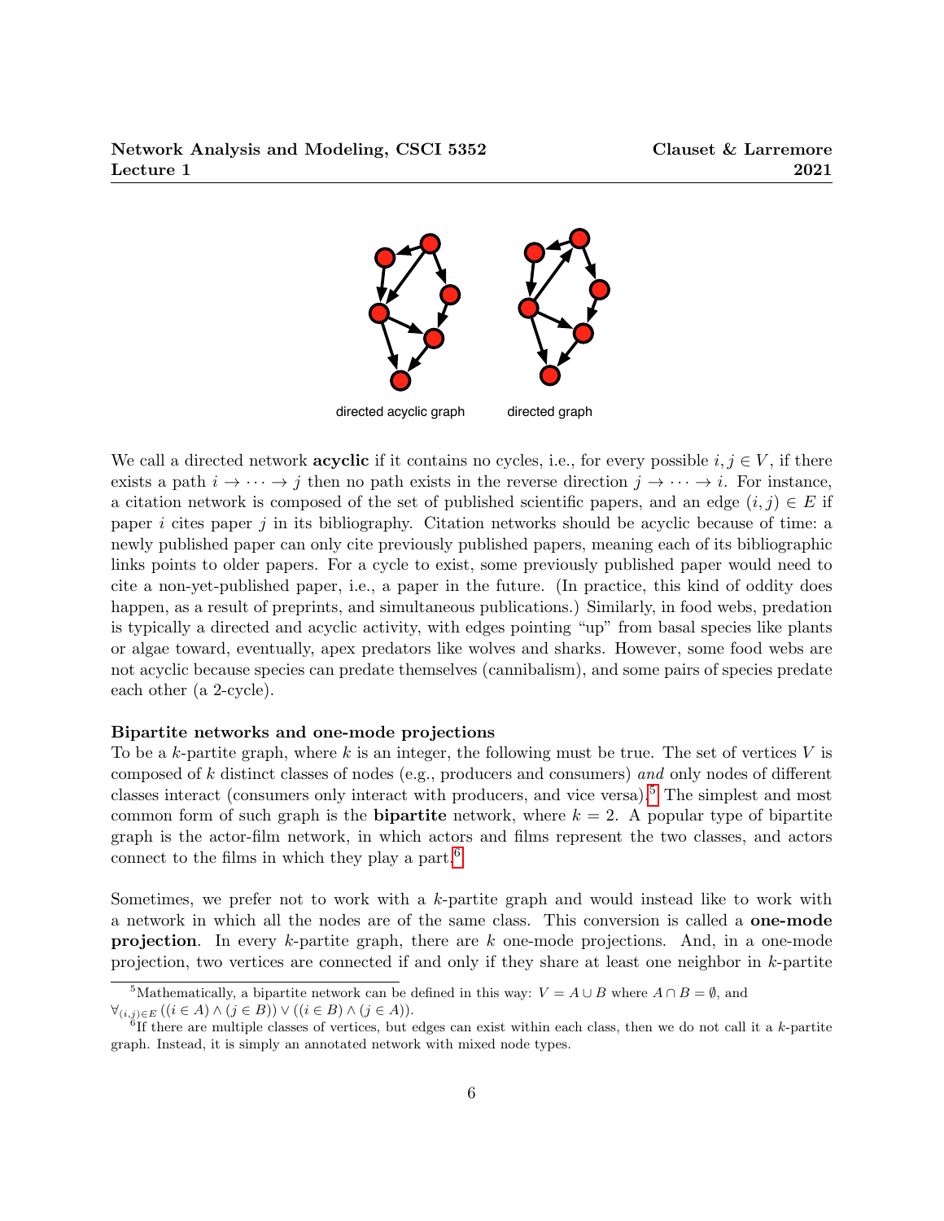directed acyclic graph    directed graph

We call a directed network **acyclic** if it contains no cycles, i.e., for every possible $i, j \in V$, if there exists a path $i \to \cdots \to j$ then no path exists in the reverse direction $j \to \cdots \to i$. For instance, a citation network is composed of the set of published scientific papers, and an edge $(i, j) \in E$ if paper $i$ cites paper $j$ in its bibliography. Citation networks should be acyclic because of time: a newly published paper can only cite previously published papers, meaning each of its bibliographic links points to older papers. For a cycle to exist, some previously published paper would need to cite a non-yet-published paper, i.e., a paper in the future. (In practice, this kind of oddity does happen, as a result of preprints, and simultaneous publications.) Similarly, in food webs, predation is typically a directed and acyclic activity, with edges pointing "up" from basal species like plants or algae toward, eventually, apex predators like wolves and sharks. However, some food webs are not acyclic because species can predate themselves (cannibalism), and some pairs of species predate each other (a 2-cycle).

**Bipartite networks and one-mode projections**

To be a $k$-partite graph, where $k$ is an integer, the following must be true. The set of vertices $V$ is composed of $k$ distinct classes of nodes (e.g., producers and consumers) *and* only nodes of different classes interact (consumers only interact with producers, and vice versa).[5] The simplest and most common form of such graph is the **bipartite** network, where $k = 2$. A popular type of bipartite graph is the actor-film network, in which actors and films represent the two classes, and actors connect to the films in which they play a part.[6]

Sometimes, we prefer not to work with a $k$-partite graph and would instead like to work with a network in which all the nodes are of the same class. This conversion is called a **one-mode projection**. In every $k$-partite graph, there are $k$ one-mode projections. And, in a one-mode projection, two vertices are connected if and only if they share at least one neighbor in $k$-partite

[5] Mathematically, a bipartite network can be defined in this way: $V = A \cup B$ where $A \cap B = \emptyset$, and $\forall_{(i,j) \in E} \left( (i \in A) \wedge (j \in B) \right) \vee \left( (i \in B) \wedge (j \in A) \right)$.

[6] If there are multiple classes of vertices, but edges can exist within each class, then we do not call it a $k$-partite graph. Instead, it is simply an annotated network with mixed node types.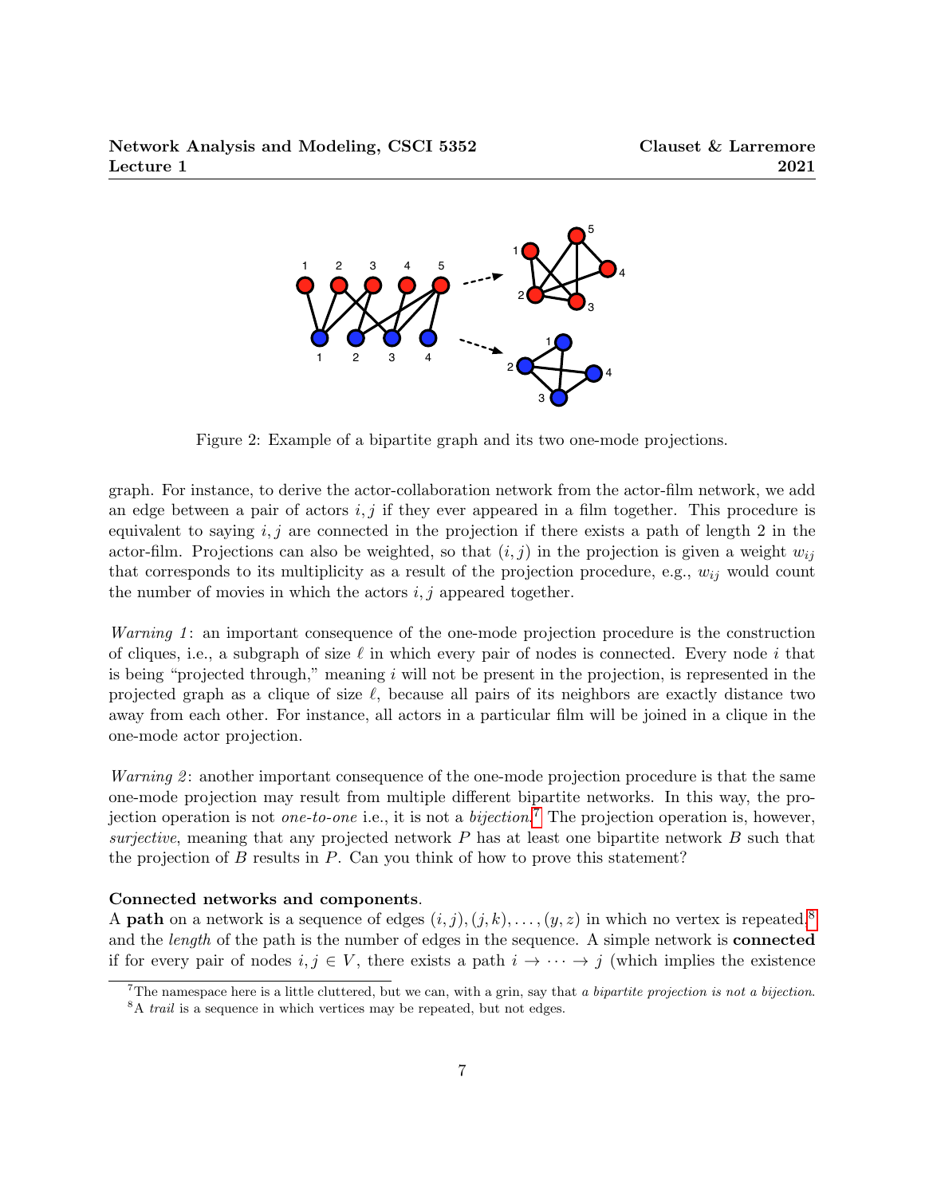Figure 2: Example of a bipartite graph and its two one-mode projections.

graph. For instance, to derive the actor-collaboration network from the actor-film network, we add an edge between a pair of actors $i, j$ if they ever appeared in a film together. This procedure is equivalent to saying $i, j$ are connected in the projection if there exists a path of length 2 in the actor-film. Projections can also be weighted, so that $(i, j)$ in the projection is given a weight $w_{ij}$ that corresponds to its multiplicity as a result of the projection procedure, e.g., $w_{ij}$ would count the number of movies in which the actors $i, j$ appeared together.

*Warning 1*: an important consequence of the one-mode projection procedure is the construction of cliques, i.e., a subgraph of size $\ell$ in which every pair of nodes is connected. Every node $i$ that is being "projected through," meaning $i$ will not be present in the projection, is represented in the projected graph as a clique of size $\ell$, because all pairs of its neighbors are exactly distance two away from each other. For instance, all actors in a particular film will be joined in a clique in the one-mode actor projection.

*Warning 2*: another important consequence of the one-mode projection procedure is that the same one-mode projection may result from multiple different bipartite networks. In this way, the projection operation is not *one-to-one* i.e., it is not a *bijection*.[7] The projection operation is, however, *surjective*, meaning that any projected network $P$ has at least one bipartite network $B$ such that the projection of $B$ results in $P$. Can you think of how to prove this statement?

**Connected networks and components**.
A **path** on a network is a sequence of edges $(i, j), (j, k), \ldots, (y, z)$ in which no vertex is repeated,[8] and the *length* of the path is the number of edges in the sequence. A simple network is **connected** if for every pair of nodes $i, j \in V$, there exists a path $i \to \cdots \to j$ (which implies the existence

[7] The namespace here is a little cluttered, but we can, with a grin, say that *a bipartite projection is not a bijection*.

[8] A *trail* is a sequence in which vertices may be repeated, but not edges.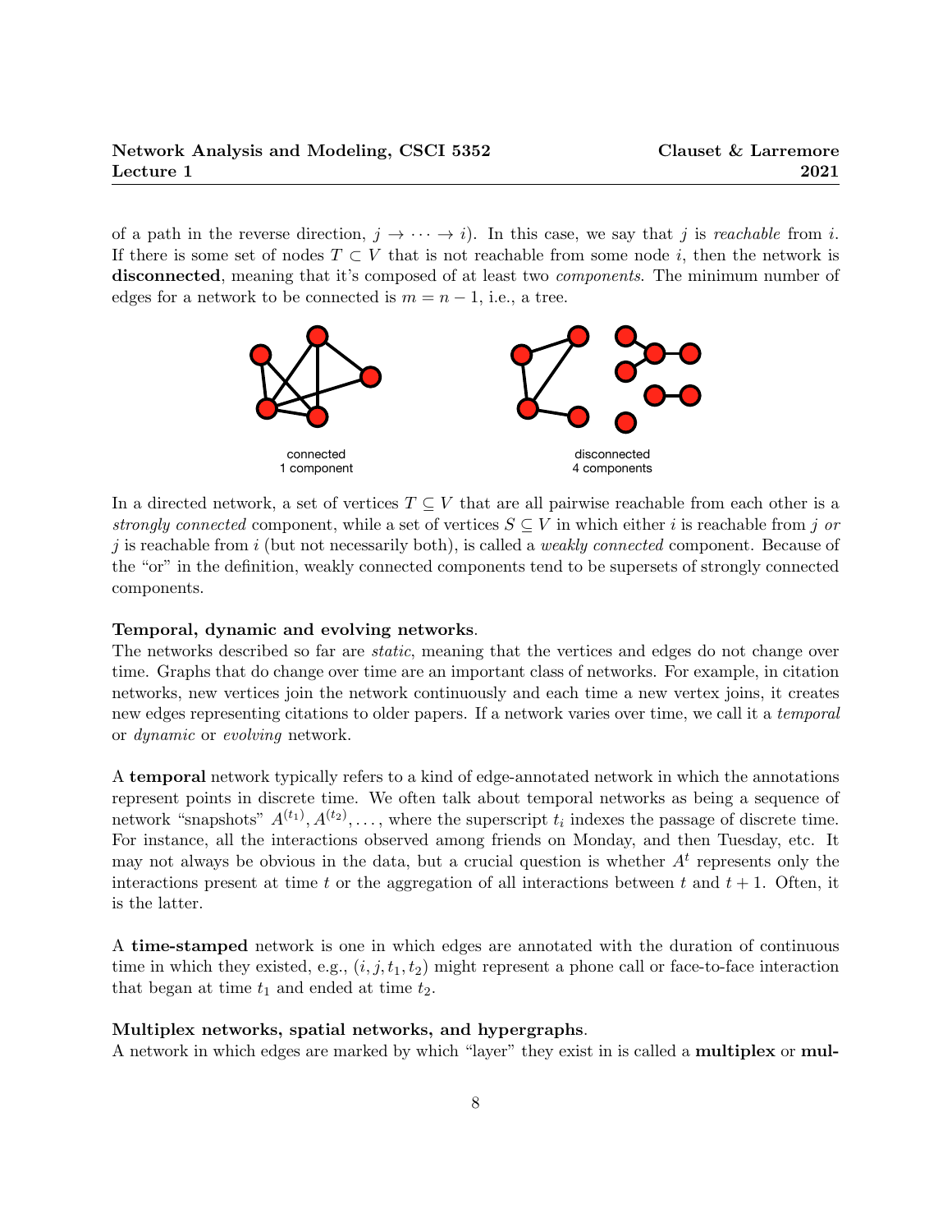of a path in the reverse direction, $j \to \cdots \to i$). In this case, we say that $j$ is *reachable* from $i$. If there is some set of nodes $T \subset V$ that is not reachable from some node $i$, then the network is **disconnected**, meaning that it's composed of at least two *components*. The minimum number of edges for a network to be connected is $m = n - 1$, i.e., a tree.

connected
1 component

disconnected
4 components

In a directed network, a set of vertices $T \subseteq V$ that are all pairwise reachable from each other is a *strongly connected* component, while a set of vertices $S \subseteq V$ in which either $i$ is reachable from $j$ *or* $j$ is reachable from $i$ (but not necessarily both), is called a *weakly connected* component. Because of the "or" in the definition, weakly connected components tend to be supersets of strongly connected components.

**Temporal, dynamic and evolving networks.**
The networks described so far are *static*, meaning that the vertices and edges do not change over time. Graphs that do change over time are an important class of networks. For example, in citation networks, new vertices join the network continuously and each time a new vertex joins, it creates new edges representing citations to older papers. If a network varies over time, we call it a *temporal* or *dynamic* or *evolving* network.

A **temporal** network typically refers to a kind of edge-annotated network in which the annotations represent points in discrete time. We often talk about temporal networks as being a sequence of network "snapshots" $A^{(t_1)}, A^{(t_2)}, \ldots$, where the superscript $t_i$ indexes the passage of discrete time. For instance, all the interactions observed among friends on Monday, and then Tuesday, etc. It may not always be obvious in the data, but a crucial question is whether $A^t$ represents only the interactions present at time $t$ or the aggregation of all interactions between $t$ and $t + 1$. Often, it is the latter.

A **time-stamped** network is one in which edges are annotated with the duration of continuous time in which they existed, e.g., $(i, j, t_1, t_2)$ might represent a phone call or face-to-face interaction that began at time $t_1$ and ended at time $t_2$.

**Multiplex networks, spatial networks, and hypergraphs.**
A network in which edges are marked by which "layer" they exist in is called a **multiplex** or **mul-**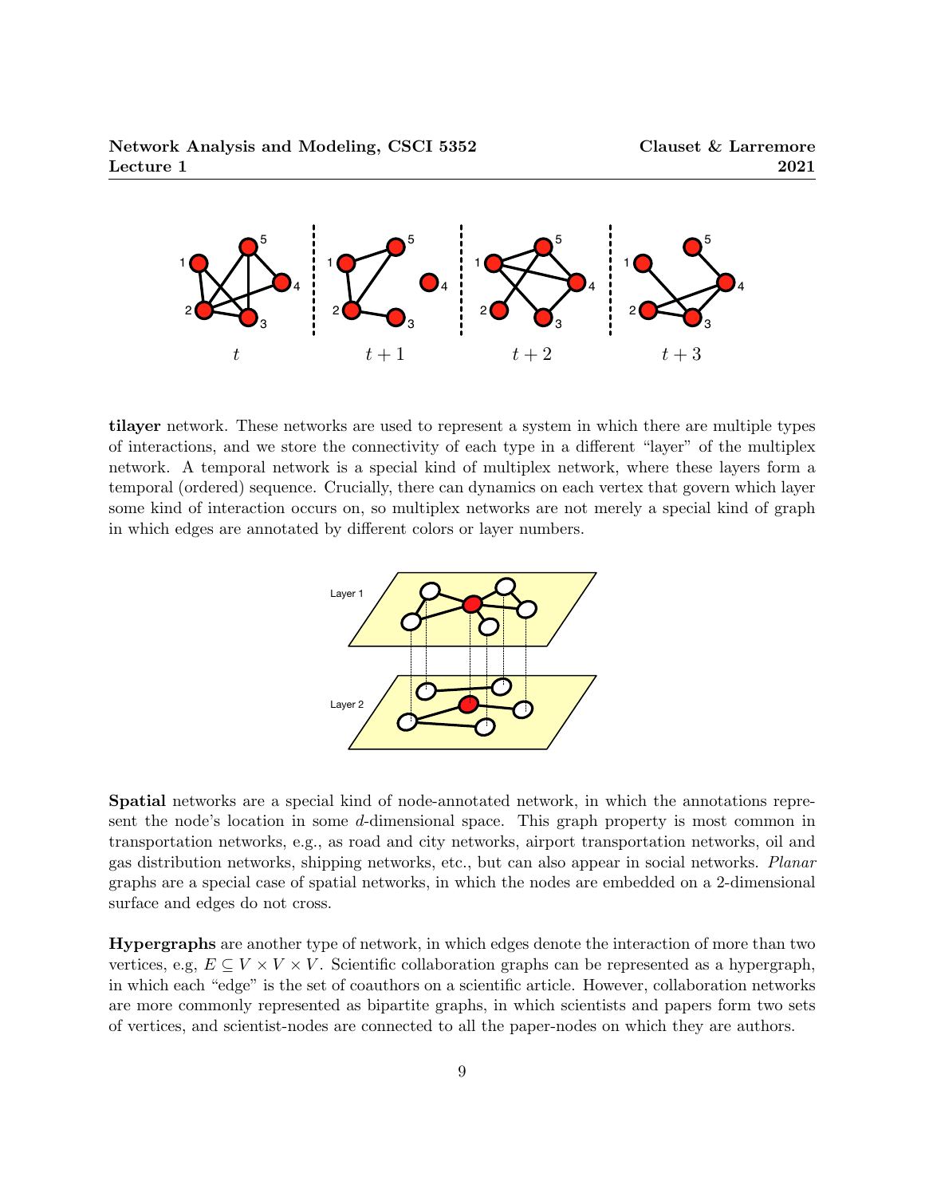**tilayer** network. These networks are used to represent a system in which there are multiple types of interactions, and we store the connectivity of each type in a different "layer" of the multiplex network. A temporal network is a special kind of multiplex network, where these layers form a temporal (ordered) sequence. Crucially, there can dynamics on each vertex that govern which layer some kind of interaction occurs on, so multiplex networks are not merely a special kind of graph in which edges are annotated by different colors or layer numbers.

**Spatial** networks are a special kind of node-annotated network, in which the annotations represent the node's location in some $d$-dimensional space. This graph property is most common in transportation networks, e.g., as road and city networks, airport transportation networks, oil and gas distribution networks, shipping networks, etc., but can also appear in social networks. *Planar* graphs are a special case of spatial networks, in which the nodes are embedded on a 2-dimensional surface and edges do not cross.

**Hypergraphs** are another type of network, in which edges denote the interaction of more than two vertices, e.g, $E \subseteq V \times V \times V$. Scientific collaboration graphs can be represented as a hypergraph, in which each "edge" is the set of coauthors on a scientific article. However, collaboration networks are more commonly represented as bipartite graphs, in which scientists and papers form two sets of vertices, and scientist-nodes are connected to all the paper-nodes on which they are authors.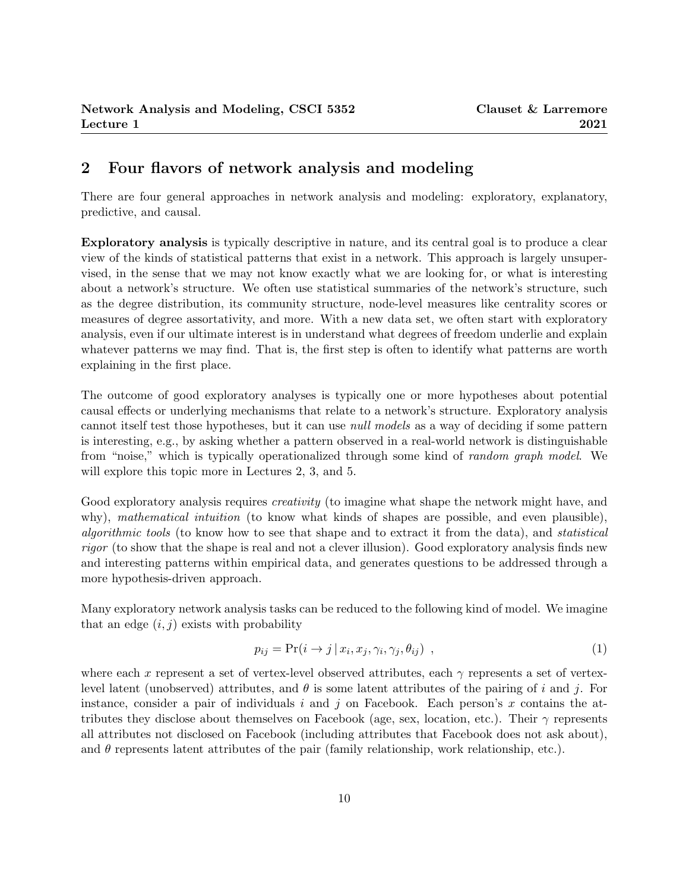## 2 Four flavors of network analysis and modeling

There are four general approaches in network analysis and modeling: exploratory, explanatory, predictive, and causal.

**Exploratory analysis** is typically descriptive in nature, and its central goal is to produce a clear view of the kinds of statistical patterns that exist in a network. This approach is largely unsupervised, in the sense that we may not know exactly what we are looking for, or what is interesting about a network's structure. We often use statistical summaries of the network's structure, such as the degree distribution, its community structure, node-level measures like centrality scores or measures of degree assortativity, and more. With a new data set, we often start with exploratory analysis, even if our ultimate interest is in understand what degrees of freedom underlie and explain whatever patterns we may find. That is, the first step is often to identify what patterns are worth explaining in the first place.

The outcome of good exploratory analyses is typically one or more hypotheses about potential causal effects or underlying mechanisms that relate to a network's structure. Exploratory analysis cannot itself test those hypotheses, but it can use *null models* as a way of deciding if some pattern is interesting, e.g., by asking whether a pattern observed in a real-world network is distinguishable from "noise," which is typically operationalized through some kind of *random graph model*. We will explore this topic more in Lectures 2, 3, and 5.

Good exploratory analysis requires *creativity* (to imagine what shape the network might have, and why), *mathematical intuition* (to know what kinds of shapes are possible, and even plausible), *algorithmic tools* (to know how to see that shape and to extract it from the data), and *statistical rigor* (to show that the shape is real and not a clever illusion). Good exploratory analysis finds new and interesting patterns within empirical data, and generates questions to be addressed through a more hypothesis-driven approach.

Many exploratory network analysis tasks can be reduced to the following kind of model. We imagine that an edge $(i, j)$ exists with probability

$$p_{ij} = \Pr(i \to j \,|\, x_i, x_j, \gamma_i, \gamma_j, \theta_{ij}) \enspace , \tag{1}$$

where each $x$ represent a set of vertex-level observed attributes, each $\gamma$ represents a set of vertex-level latent (unobserved) attributes, and $\theta$ is some latent attributes of the pairing of $i$ and $j$. For instance, consider a pair of individuals $i$ and $j$ on Facebook. Each person's $x$ contains the attributes they disclose about themselves on Facebook (age, sex, location, etc.). Their $\gamma$ represents all attributes not disclosed on Facebook (including attributes that Facebook does not ask about), and $\theta$ represents latent attributes of the pair (family relationship, work relationship, etc.).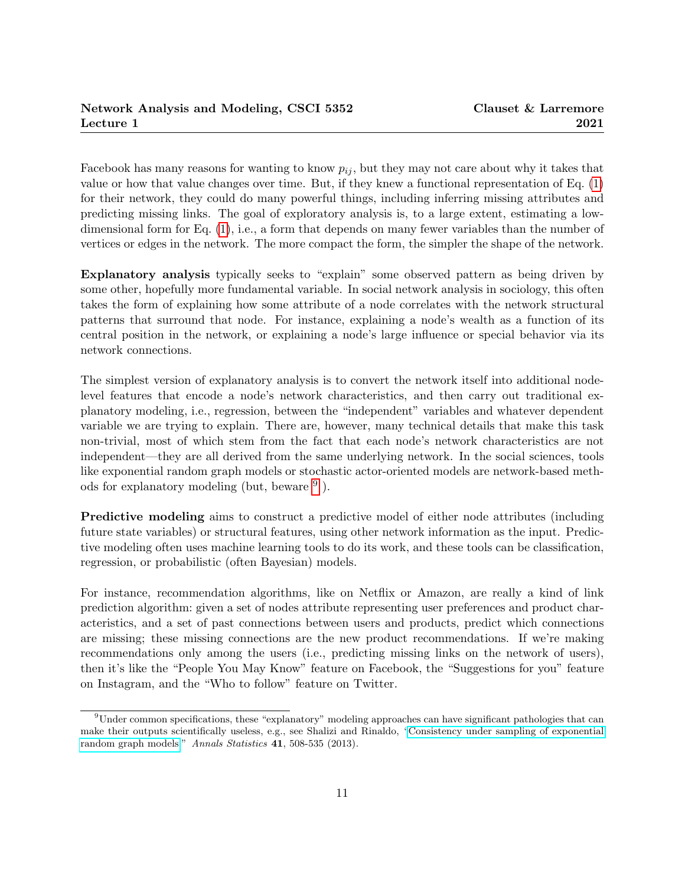Facebook has many reasons for wanting to know $p_{ij}$, but they may not care about why it takes that value or how that value changes over time. But, if they knew a functional representation of Eq. (1) for their network, they could do many powerful things, including inferring missing attributes and predicting missing links. The goal of exploratory analysis is, to a large extent, estimating a low-dimensional form for Eq. (1), i.e., a form that depends on many fewer variables than the number of vertices or edges in the network. The more compact the form, the simpler the shape of the network.

**Explanatory analysis** typically seeks to "explain" some observed pattern as being driven by some other, hopefully more fundamental variable. In social network analysis in sociology, this often takes the form of explaining how some attribute of a node correlates with the network structural patterns that surround that node. For instance, explaining a node's wealth as a function of its central position in the network, or explaining a node's large influence or special behavior via its network connections.

The simplest version of explanatory analysis is to convert the network itself into additional node-level features that encode a node's network characteristics, and then carry out traditional explanatory modeling, i.e., regression, between the "independent" variables and whatever dependent variable we are trying to explain. There are, however, many technical details that make this task non-trivial, most of which stem from the fact that each node's network characteristics are not independent—they are all derived from the same underlying network. In the social sciences, tools like exponential random graph models or stochastic actor-oriented models are network-based methods for explanatory modeling (but, beware [9]).

**Predictive modeling** aims to construct a predictive model of either node attributes (including future state variables) or structural features, using other network information as the input. Predictive modeling often uses machine learning tools to do its work, and these tools can be classification, regression, or probabilistic (often Bayesian) models.

For instance, recommendation algorithms, like on Netflix or Amazon, are really a kind of link prediction algorithm: given a set of nodes attribute representing user preferences and product characteristics, and a set of past connections between users and products, predict which connections are missing; these missing connections are the new product recommendations. If we're making recommendations only among the users (i.e., predicting missing links on the network of users), then it's like the "People You May Know" feature on Facebook, the "Suggestions for you" feature on Instagram, and the "Who to follow" feature on Twitter.

---

[9] Under common specifications, these "explanatory" modeling approaches can have significant pathologies that can make their outputs scientifically useless, e.g., see Shalizi and Rinaldo, "Consistency under sampling of exponential random graph models." *Annals Statistics* **41**, 508-535 (2013).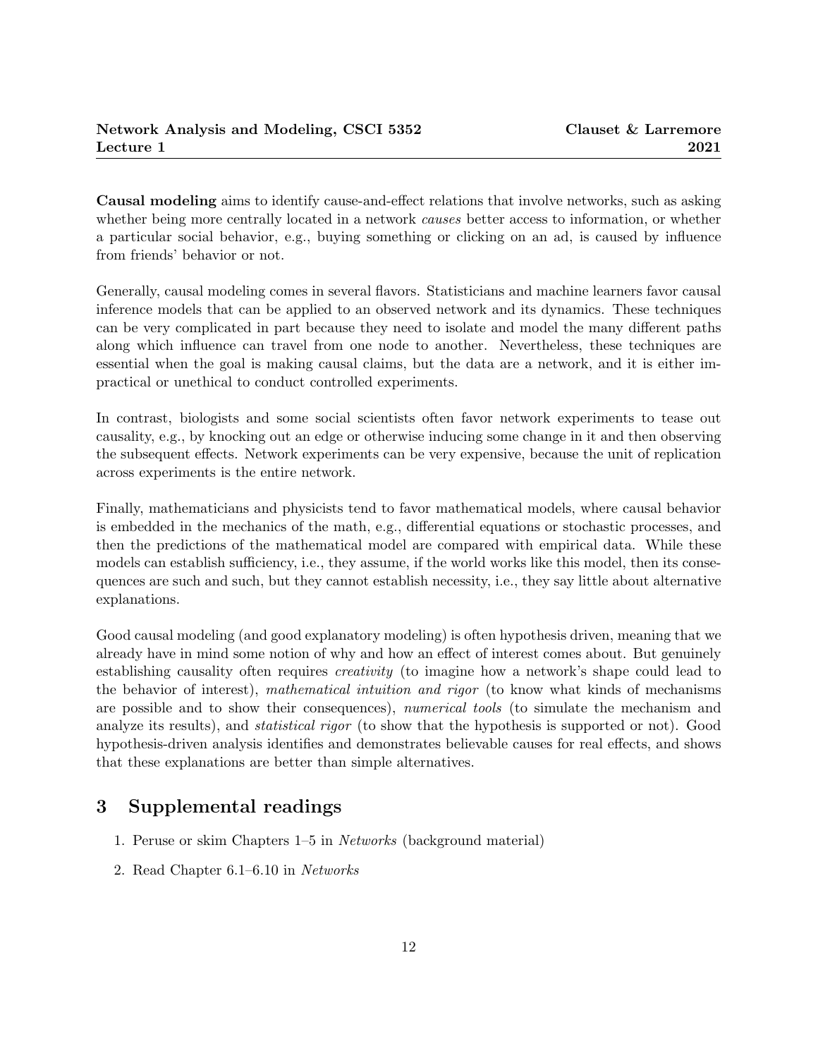**Causal modeling** aims to identify cause-and-effect relations that involve networks, such as asking whether being more centrally located in a network *causes* better access to information, or whether a particular social behavior, e.g., buying something or clicking on an ad, is caused by influence from friends' behavior or not.

Generally, causal modeling comes in several flavors. Statisticians and machine learners favor causal inference models that can be applied to an observed network and its dynamics. These techniques can be very complicated in part because they need to isolate and model the many different paths along which influence can travel from one node to another. Nevertheless, these techniques are essential when the goal is making causal claims, but the data are a network, and it is either impractical or unethical to conduct controlled experiments.

In contrast, biologists and some social scientists often favor network experiments to tease out causality, e.g., by knocking out an edge or otherwise inducing some change in it and then observing the subsequent effects. Network experiments can be very expensive, because the unit of replication across experiments is the entire network.

Finally, mathematicians and physicists tend to favor mathematical models, where causal behavior is embedded in the mechanics of the math, e.g., differential equations or stochastic processes, and then the predictions of the mathematical model are compared with empirical data. While these models can establish sufficiency, i.e., they assume, if the world works like this model, then its consequences are such and such, but they cannot establish necessity, i.e., they say little about alternative explanations.

Good causal modeling (and good explanatory modeling) is often hypothesis driven, meaning that we already have in mind some notion of why and how an effect of interest comes about. But genuinely establishing causality often requires *creativity* (to imagine how a network's shape could lead to the behavior of interest), *mathematical intuition and rigor* (to know what kinds of mechanisms are possible and to show their consequences), *numerical tools* (to simulate the mechanism and analyze its results), and *statistical rigor* (to show that the hypothesis is supported or not). Good hypothesis-driven analysis identifies and demonstrates believable causes for real effects, and shows that these explanations are better than simple alternatives.

## 3 Supplemental readings

1. Peruse or skim Chapters 1–5 in *Networks* (background material)
2. Read Chapter 6.1–6.10 in *Networks*